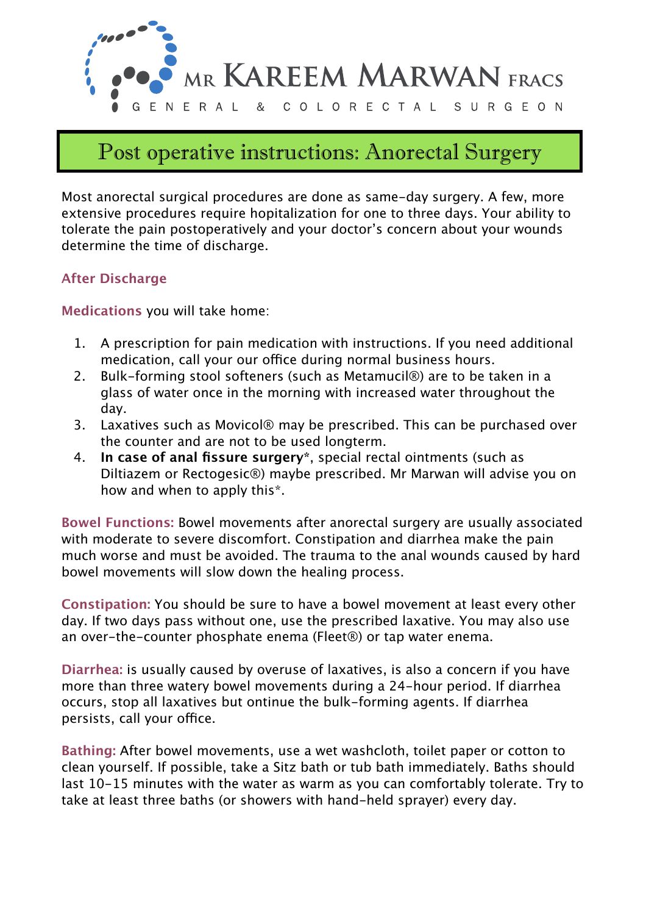MR KAREEM MARWAN FRACS

GENERAL & COLORECTAL SURGEON

# Post operative instructions: Anorectal Surgery

Most anorectal surgical procedures are done as same-day surgery. A few, more extensive procedures require hopitalization for one to three days. Your ability to tolerate the pain postoperatively and your doctor's concern about your wounds determine the time of discharge.

## After Discharge

**Medications** you will take home:

1. A prescription for pain medication with instructions. If you need additional medication, call your our office during normal business hours.
2. Bulk-forming stool softeners (such as Metamucil®) are to be taken in a glass of water once in the morning with increased water throughout the day.
3. Laxatives such as Movicol® may be prescribed. This can be purchased over the counter and are not to be used longterm.
4. **In case of anal fissure surgery***, special rectal ointments (such as Diltiazem or Rectogesic®) maybe prescribed. Mr Marwan will advise you on how and when to apply this*.

**Bowel Functions:** Bowel movements after anorectal surgery are usually associated with moderate to severe discomfort. Constipation and diarrhea make the pain much worse and must be avoided. The trauma to the anal wounds caused by hard bowel movements will slow down the healing process.

**Constipation:** You should be sure to have a bowel movement at least every other day. If two days pass without one, use the prescribed laxative. You may also use an over-the-counter phosphate enema (Fleet®) or tap water enema.

**Diarrhea:** is usually caused by overuse of laxatives, is also a concern if you have more than three watery bowel movements during a 24-hour period. If diarrhea occurs, stop all laxatives but ontinue the bulk-forming agents. If diarrhea persists, call your office.

**Bathing:** After bowel movements, use a wet washcloth, toilet paper or cotton to clean yourself. If possible, take a Sitz bath or tub bath immediately. Baths should last 10-15 minutes with the water as warm as you can comfortably tolerate. Try to take at least three baths (or showers with hand-held sprayer) every day.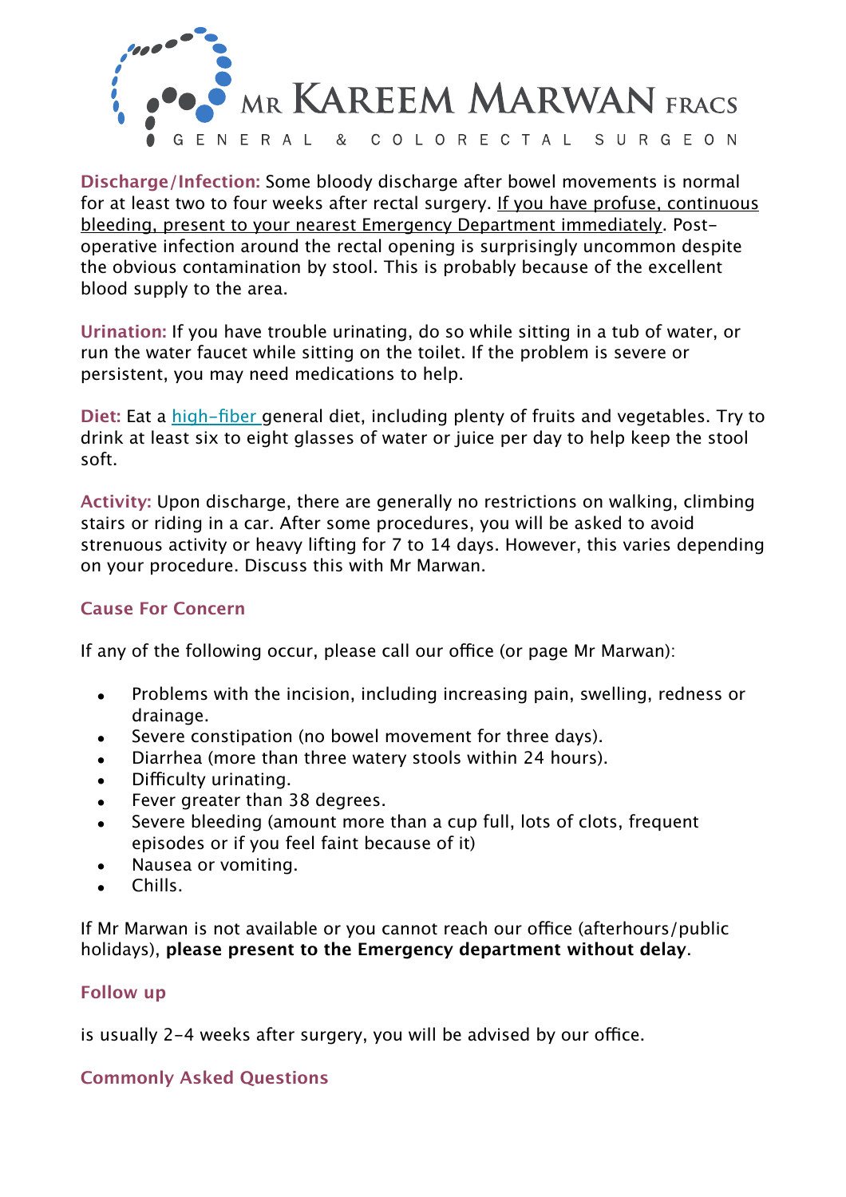**Discharge/Infection:** Some bloody discharge after bowel movements is normal for at least two to four weeks after rectal surgery. If you have profuse, continuous bleeding, present to your nearest Emergency Department immediately. Post-operative infection around the rectal opening is surprisingly uncommon despite the obvious contamination by stool. This is probably because of the excellent blood supply to the area.

**Urination:** If you have trouble urinating, do so while sitting in a tub of water, or run the water faucet while sitting on the toilet. If the problem is severe or persistent, you may need medications to help.

**Diet:** Eat a high-fiber general diet, including plenty of fruits and vegetables. Try to drink at least six to eight glasses of water or juice per day to help keep the stool soft.

**Activity:** Upon discharge, there are generally no restrictions on walking, climbing stairs or riding in a car. After some procedures, you will be asked to avoid strenuous activity or heavy lifting for 7 to 14 days. However, this varies depending on your procedure. Discuss this with Mr Marwan.

## Cause For Concern

If any of the following occur, please call our office (or page Mr Marwan):

- Problems with the incision, including increasing pain, swelling, redness or drainage.
- Severe constipation (no bowel movement for three days).
- Diarrhea (more than three watery stools within 24 hours).
- Difficulty urinating.
- Fever greater than 38 degrees.
- Severe bleeding (amount more than a cup full, lots of clots, frequent episodes or if you feel faint because of it)
- Nausea or vomiting.
- Chills.

If Mr Marwan is not available or you cannot reach our office (afterhours/public holidays), **please present to the Emergency department without delay**.

## Follow up

is usually 2-4 weeks after surgery, you will be advised by our office.

## Commonly Asked Questions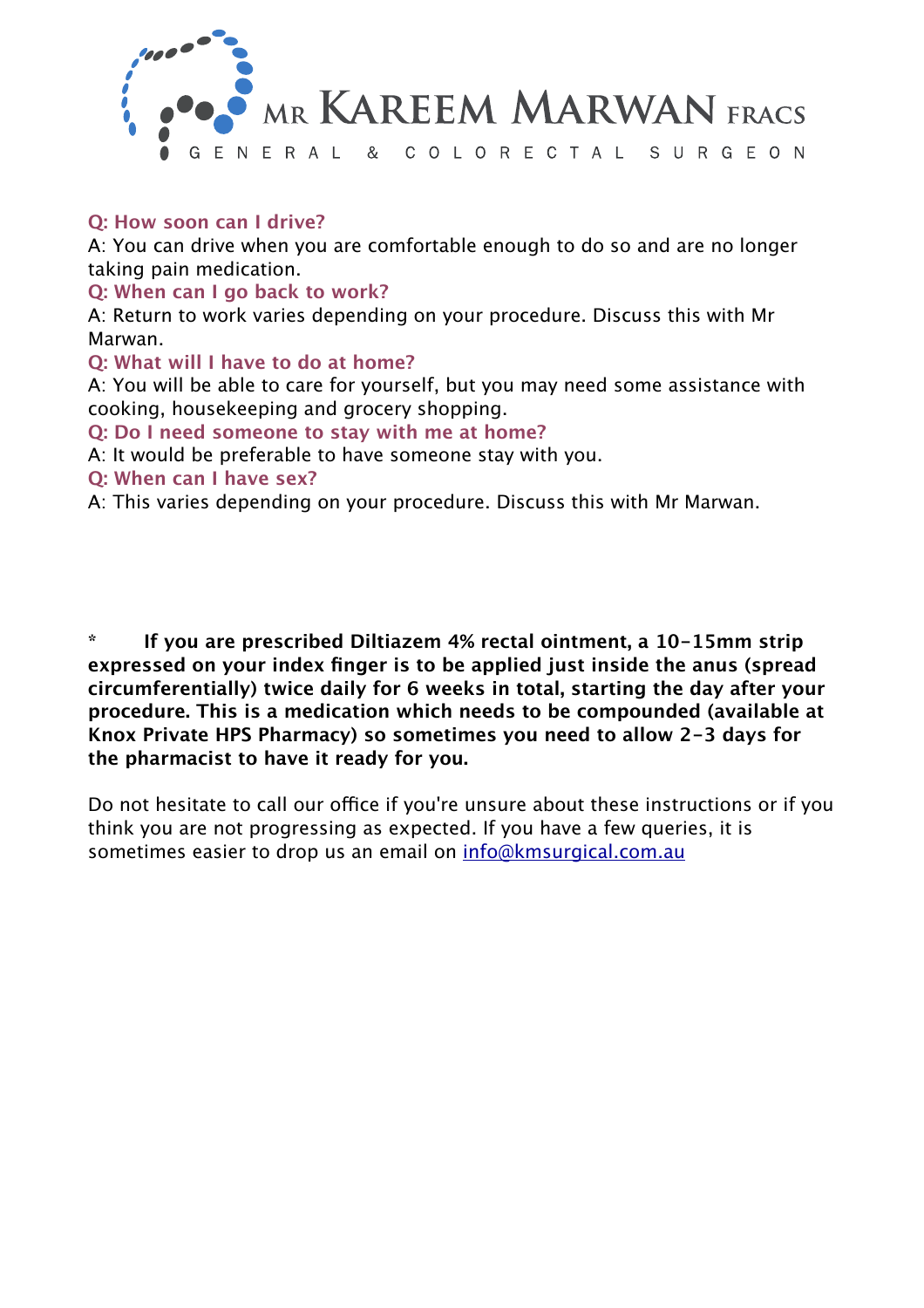**Q: How soon can I drive?**

A: You can drive when you are comfortable enough to do so and are no longer taking pain medication.

**Q: When can I go back to work?**

A: Return to work varies depending on your procedure. Discuss this with Mr Marwan.

**Q: What will I have to do at home?**

A: You will be able to care for yourself, but you may need some assistance with cooking, housekeeping and grocery shopping.

**Q: Do I need someone to stay with me at home?**

A: It would be preferable to have someone stay with you.

**Q: When can I have sex?**

A: This varies depending on your procedure. Discuss this with Mr Marwan.

**\* If you are prescribed Diltiazem 4% rectal ointment, a 10-15mm strip expressed on your index finger is to be applied just inside the anus (spread circumferentially) twice daily for 6 weeks in total, starting the day after your procedure. This is a medication which needs to be compounded (available at Knox Private HPS Pharmacy) so sometimes you need to allow 2-3 days for the pharmacist to have it ready for you.**

Do not hesitate to call our office if you're unsure about these instructions or if you think you are not progressing as expected. If you have a few queries, it is sometimes easier to drop us an email on [info@kmsurgical.com.au](mailto:info@kmsurgical.com.au)